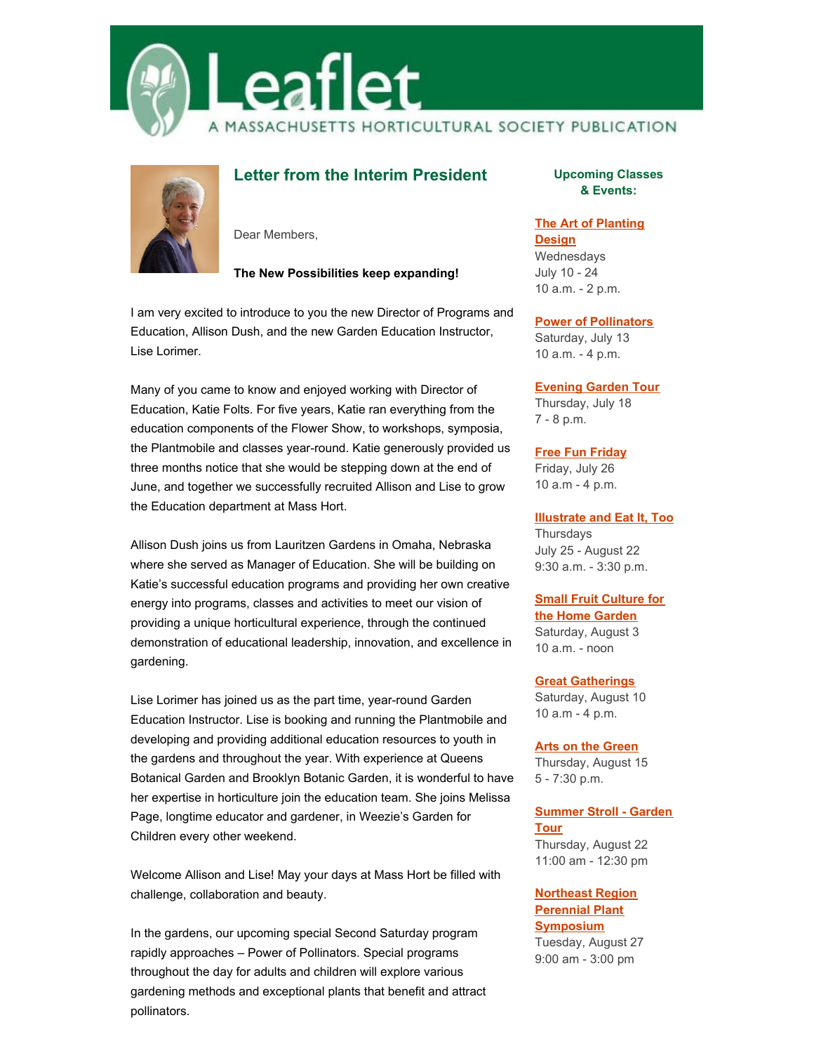# Leaflet

A MASSACHUSETTS HORTICULTURAL SOCIETY PUBLICATION

## Letter from the Interim President

Dear Members,

**The New Possibilities keep expanding!**

I am very excited to introduce to you the new Director of Programs and Education, Allison Dush, and the new Garden Education Instructor, Lise Lorimer.

Many of you came to know and enjoyed working with Director of Education, Katie Folts. For five years, Katie ran everything from the education components of the Flower Show, to workshops, symposia, the Plantmobile and classes year-round. Katie generously provided us three months notice that she would be stepping down at the end of June, and together we successfully recruited Allison and Lise to grow the Education department at Mass Hort.

Allison Dush joins us from Lauritzen Gardens in Omaha, Nebraska where she served as Manager of Education. She will be building on Katie's successful education programs and providing her own creative energy into programs, classes and activities to meet our vision of providing a unique horticultural experience, through the continued demonstration of educational leadership, innovation, and excellence in gardening.

Lise Lorimer has joined us as the part time, year-round Garden Education Instructor. Lise is booking and running the Plantmobile and developing and providing additional education resources to youth in the gardens and throughout the year. With experience at Queens Botanical Garden and Brooklyn Botanic Garden, it is wonderful to have her expertise in horticulture join the education team. She joins Melissa Page, longtime educator and gardener, in Weezie's Garden for Children every other weekend.

Welcome Allison and Lise! May your days at Mass Hort be filled with challenge, collaboration and beauty.

In the gardens, our upcoming special Second Saturday program rapidly approaches – Power of Pollinators. Special programs throughout the day for adults and children will explore various gardening methods and exceptional plants that benefit and attract pollinators.

### Upcoming Classes & Events:

**The Art of Planting Design**
Wednesdays
July 10 - 24
10 a.m. - 2 p.m.

**Power of Pollinators**
Saturday, July 13
10 a.m. - 4 p.m.

**Evening Garden Tour**
Thursday, July 18
7 - 8 p.m.

**Free Fun Friday**
Friday, July 26
10 a.m - 4 p.m.

**Illustrate and Eat It, Too**
Thursdays
July 25 - August 22
9:30 a.m. - 3:30 p.m.

**Small Fruit Culture for the Home Garden**
Saturday, August 3
10 a.m. - noon

**Great Gatherings**
Saturday, August 10
10 a.m - 4 p.m.

**Arts on the Green**
Thursday, August 15
5 - 7:30 p.m.

**Summer Stroll - Garden Tour**
Thursday, August 22
11:00 am - 12:30 pm

**Northeast Region Perennial Plant Symposium**
Tuesday, August 27
9:00 am - 3:00 pm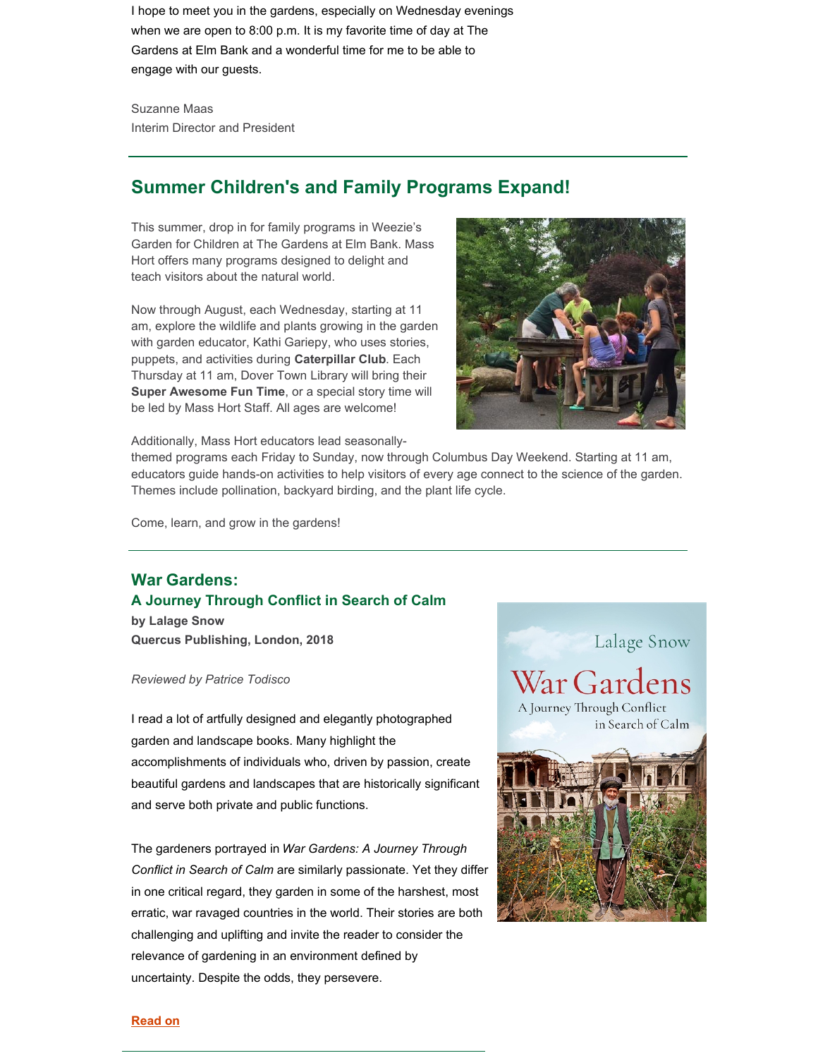I hope to meet you in the gardens, especially on Wednesday evenings when we are open to 8:00 p.m. It is my favorite time of day at The Gardens at Elm Bank and a wonderful time for me to be able to engage with our guests.

Suzanne Maas
Interim Director and President

---

## Summer Children's and Family Programs Expand!

This summer, drop in for family programs in Weezie's Garden for Children at The Gardens at Elm Bank. Mass Hort offers many programs designed to delight and teach visitors about the natural world.

Now through August, each Wednesday, starting at 11 am, explore the wildlife and plants growing in the garden with garden educator, Kathi Gariepy, who uses stories, puppets, and activities during **Caterpillar Club**. Each Thursday at 11 am, Dover Town Library will bring their **Super Awesome Fun Time**, or a special story time will be led by Mass Hort Staff. All ages are welcome!

Additionally, Mass Hort educators lead seasonally-themed programs each Friday to Sunday, now through Columbus Day Weekend. Starting at 11 am, educators guide hands-on activities to help visitors of every age connect to the science of the garden. Themes include pollination, backyard birding, and the plant life cycle.

Come, learn, and grow in the gardens!

---

## War Gardens:
## A Journey Through Conflict in Search of Calm

**by Lalage Snow**
**Quercus Publishing, London, 2018**

*Reviewed by Patrice Todisco*

I read a lot of artfully designed and elegantly photographed garden and landscape books. Many highlight the accomplishments of individuals who, driven by passion, create beautiful gardens and landscapes that are historically significant and serve both private and public functions.

The gardeners portrayed in *War Gardens: A Journey Through Conflict in Search of Calm* are similarly passionate. Yet they differ in one critical regard, they garden in some of the harshest, most erratic, war ravaged countries in the world. Their stories are both challenging and uplifting and invite the reader to consider the relevance of gardening in an environment defined by uncertainty. Despite the odds, they persevere.

**Read on**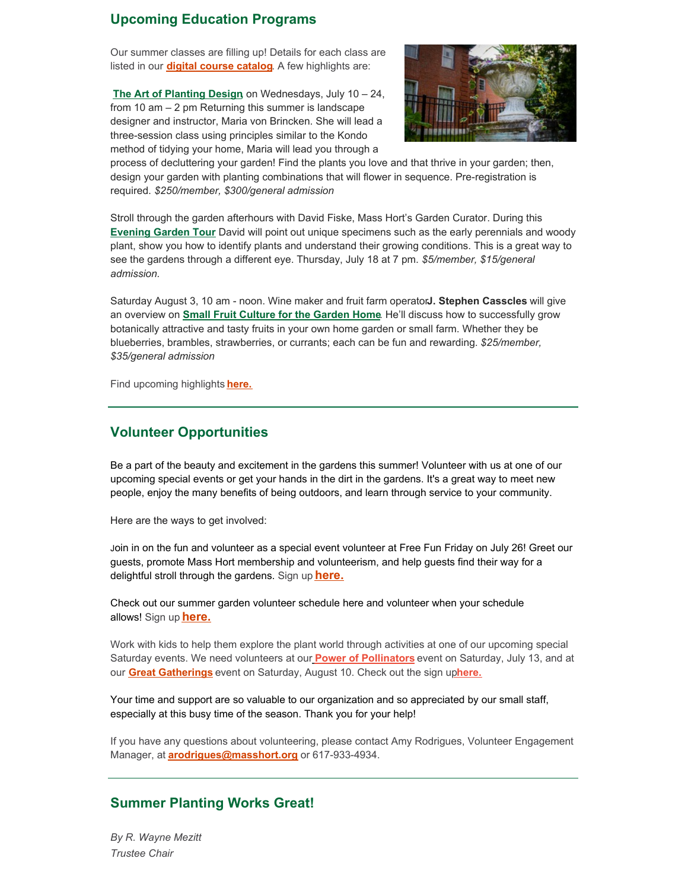## Upcoming Education Programs

Our summer classes are filling up! Details for each class are listed in our **digital course catalog**. A few highlights are:

**The Art of Planting Design** on Wednesdays, July 10 – 24, from 10 am – 2 pm Returning this summer is landscape designer and instructor, Maria von Brincken. She will lead a three-session class using principles similar to the Kondo method of tidying your home, Maria will lead you through a process of decluttering your garden! Find the plants you love and that thrive in your garden; then, design your garden with planting combinations that will flower in sequence. Pre-registration is required. *$250/member, $300/general admission*

Stroll through the garden afterhours with David Fiske, Mass Hort's Garden Curator. During this **Evening Garden Tour** David will point out unique specimens such as the early perennials and woody plant, show you how to identify plants and understand their growing conditions. This is a great way to see the gardens through a different eye. Thursday, July 18 at 7 pm. *$5/member, $15/general admission.*

Saturday August 3, 10 am - noon. Wine maker and fruit farm operator **J. Stephen Casscles** will give an overview on **Small Fruit Culture for the Garden Home**. He'll discuss how to successfully grow botanically attractive and tasty fruits in your own home garden or small farm. Whether they be blueberries, brambles, strawberries, or currants; each can be fun and rewarding. *$25/member, $35/general admission*

Find upcoming highlights **here.**

---

## Volunteer Opportunities

Be a part of the beauty and excitement in the gardens this summer! Volunteer with us at one of our upcoming special events or get your hands in the dirt in the gardens. It's a great way to meet new people, enjoy the many benefits of being outdoors, and learn through service to your community.

Here are the ways to get involved:

Join in on the fun and volunteer as a special event volunteer at Free Fun Friday on July 26! Greet our guests, promote Mass Hort membership and volunteerism, and help guests find their way for a delightful stroll through the gardens. Sign up **here.**

Check out our summer garden volunteer schedule here and volunteer when your schedule allows! Sign up **here.**

Work with kids to help them explore the plant world through activities at one of our upcoming special Saturday events. We need volunteers at our **Power of Pollinators** event on Saturday, July 13, and at our **Great Gatherings** event on Saturday, August 10. Check out the sign up **here.**

Your time and support are so valuable to our organization and so appreciated by our small staff, especially at this busy time of the season. Thank you for your help!

If you have any questions about volunteering, please contact Amy Rodrigues, Volunteer Engagement Manager, at **arodrigues@masshort.org** or 617-933-4934.

---

## Summer Planting Works Great!

*By R. Wayne Mezitt*
*Trustee Chair*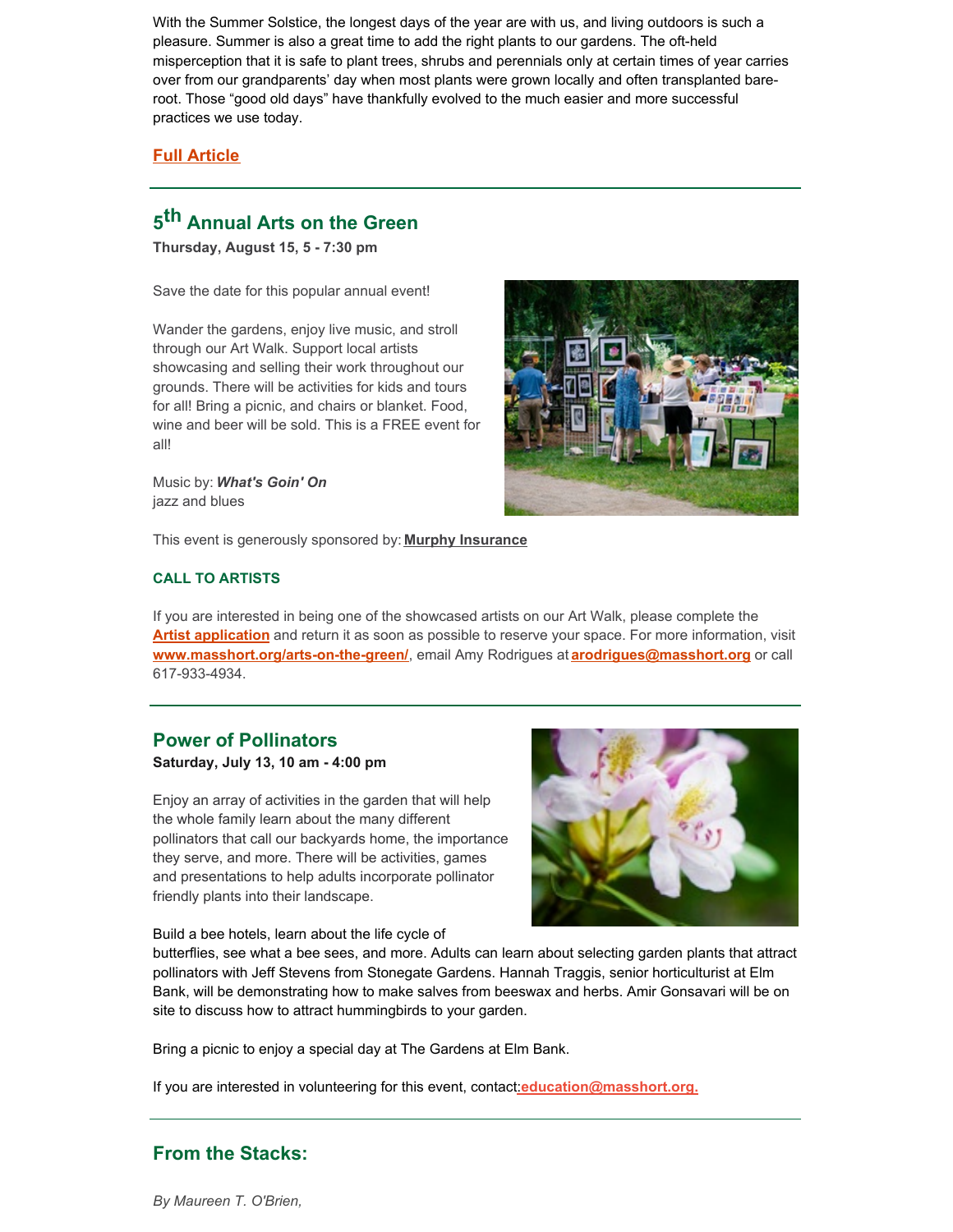With the Summer Solstice, the longest days of the year are with us, and living outdoors is such a pleasure. Summer is also a great time to add the right plants to our gardens. The oft-held misperception that it is safe to plant trees, shrubs and perennials only at certain times of year carries over from our grandparents' day when most plants were grown locally and often transplanted bare-root. Those "good old days" have thankfully evolved to the much easier and more successful practices we use today.

**Full Article**

---

## 5th Annual Arts on the Green

**Thursday, August 15, 5 - 7:30 pm**

Save the date for this popular annual event!

Wander the gardens, enjoy live music, and stroll through our Art Walk. Support local artists showcasing and selling their work throughout our grounds. There will be activities for kids and tours for all! Bring a picnic, and chairs or blanket. Food, wine and beer will be sold. This is a FREE event for all!

Music by: ***What's Goin' On***
jazz and blues

This event is generously sponsored by: **Murphy Insurance**

**CALL TO ARTISTS**

If you are interested in being one of the showcased artists on our Art Walk, please complete the **Artist application** and return it as soon as possible to reserve your space. For more information, visit **www.masshort.org/arts-on-the-green/**, email Amy Rodrigues at **arodrigues@masshort.org** or call 617-933-4934.

---

## Power of Pollinators

**Saturday, July 13, 10 am - 4:00 pm**

Enjoy an array of activities in the garden that will help the whole family learn about the many different pollinators that call our backyards home, the importance they serve, and more. There will be activities, games and presentations to help adults incorporate pollinator friendly plants into their landscape.

Build a bee hotels, learn about the life cycle of butterflies, see what a bee sees, and more. Adults can learn about selecting garden plants that attract pollinators with Jeff Stevens from Stonegate Gardens. Hannah Traggis, senior horticulturist at Elm Bank, will be demonstrating how to make salves from beeswax and herbs. Amir Gonsavari will be on site to discuss how to attract hummingbirds to your garden.

Bring a picnic to enjoy a special day at The Gardens at Elm Bank.

If you are interested in volunteering for this event, contact: **education@masshort.org.**

---

## From the Stacks:

*By Maureen T. O'Brien,*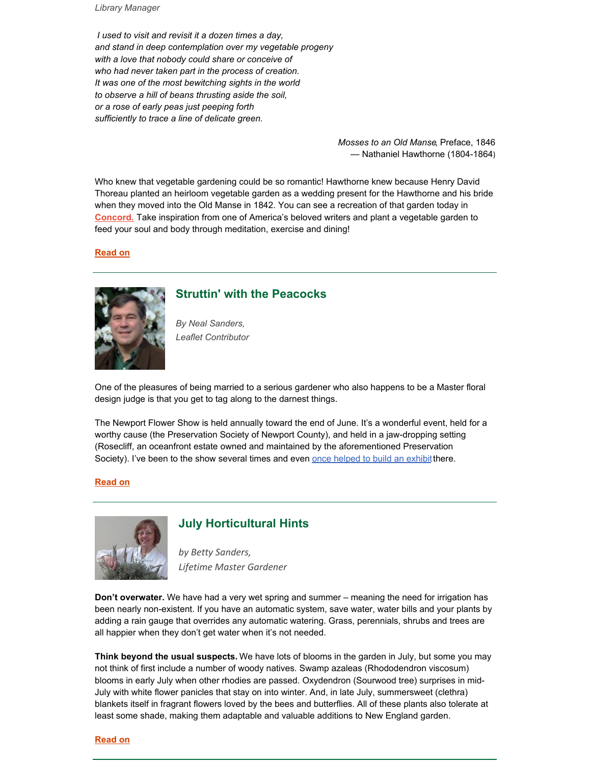*Library Manager*

*I used to visit and revisit it a dozen times a day,*
*and stand in deep contemplation over my vegetable progeny*
*with a love that nobody could share or conceive of*
*who had never taken part in the process of creation.*
*It was one of the most bewitching sights in the world*
*to observe a hill of beans thrusting aside the soil,*
*or a rose of early peas just peeping forth*
*sufficiently to trace a line of delicate green.*

*Mosses to an Old Manse*, Preface, 1846
— Nathaniel Hawthorne (1804-1864)

Who knew that vegetable gardening could be so romantic! Hawthorne knew because Henry David Thoreau planted an heirloom vegetable garden as a wedding present for the Hawthorne and his bride when they moved into the Old Manse in 1842. You can see a recreation of that garden today in **Concord.** Take inspiration from one of America's beloved writers and plant a vegetable garden to feed your soul and body through meditation, exercise and dining!

**Read on**

---

## Struttin' with the Peacocks

*By Neal Sanders,*
*Leaflet Contributor*

One of the pleasures of being married to a serious gardener who also happens to be a Master floral design judge is that you get to tag along to the darnest things.

The Newport Flower Show is held annually toward the end of June. It's a wonderful event, held for a worthy cause (the Preservation Society of Newport County), and held in a jaw-dropping setting (Rosecliff, an oceanfront estate owned and maintained by the aforementioned Preservation Society). I've been to the show several times and even once helped to build an exhibit there.

**Read on**

---

## July Horticultural Hints

*by Betty Sanders,*
*Lifetime Master Gardener*

**Don't overwater.** We have had a very wet spring and summer – meaning the need for irrigation has been nearly non-existent. If you have an automatic system, save water, water bills and your plants by adding a rain gauge that overrides any automatic watering. Grass, perennials, shrubs and trees are all happier when they don't get water when it's not needed.

**Think beyond the usual suspects.** We have lots of blooms in the garden in July, but some you may not think of first include a number of woody natives. Swamp azaleas (Rhododendron viscosum) blooms in early July when other rhodies are passed. Oxydendron (Sourwood tree) surprises in mid-July with white flower panicles that stay on into winter. And, in late July, summersweet (clethra) blankets itself in fragrant flowers loved by the bees and butterflies. All of these plants also tolerate at least some shade, making them adaptable and valuable additions to New England garden.

**Read on**

---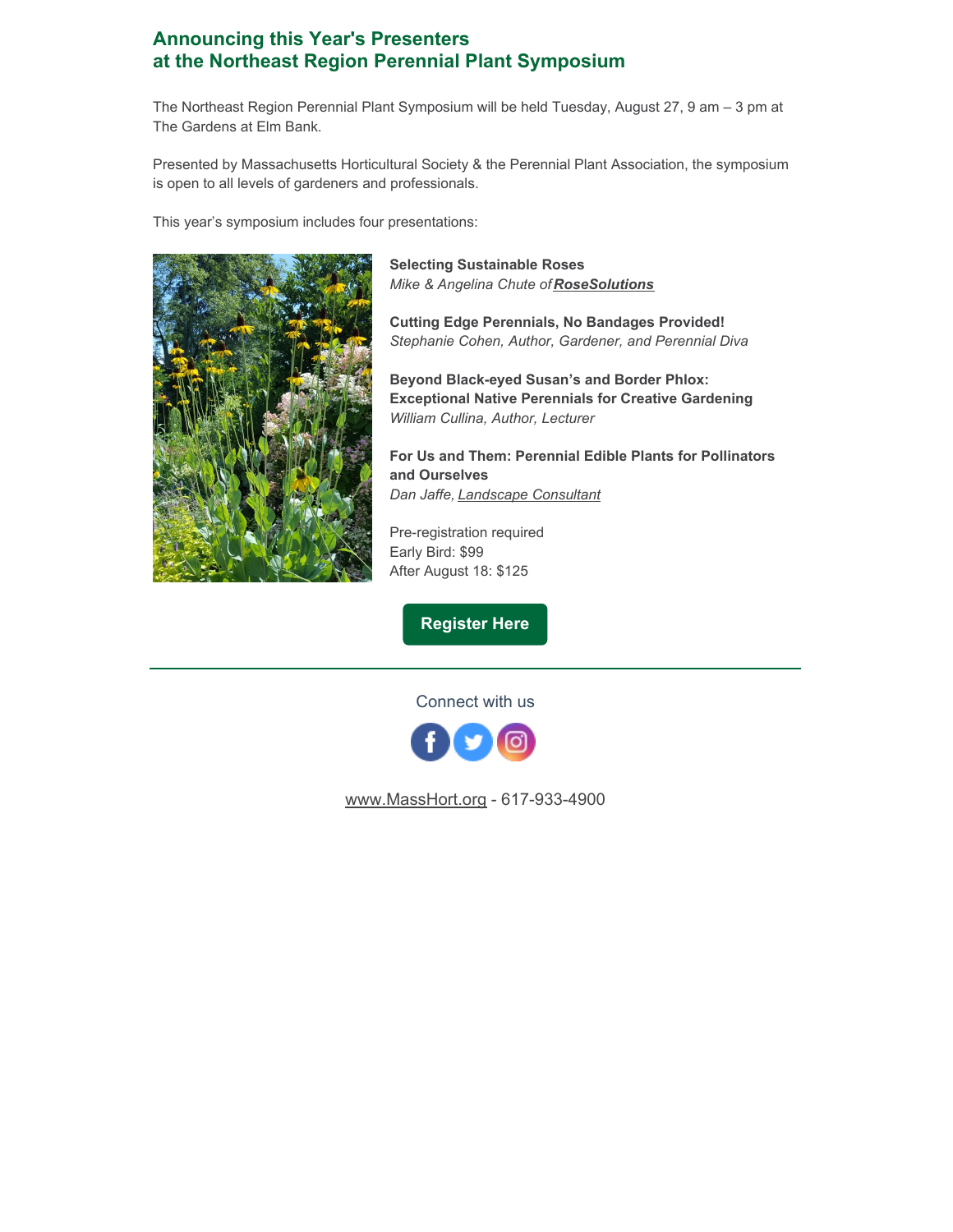## Announcing this Year's Presenters at the Northeast Region Perennial Plant Symposium

The Northeast Region Perennial Plant Symposium will be held Tuesday, August 27, 9 am – 3 pm at The Gardens at Elm Bank.

Presented by Massachusetts Horticultural Society & the Perennial Plant Association, the symposium is open to all levels of gardeners and professionals.

This year's symposium includes four presentations:

**Selecting Sustainable Roses**
*Mike & Angelina Chute of **RoseSolutions***

**Cutting Edge Perennials, No Bandages Provided!**
*Stephanie Cohen, Author, Gardener, and Perennial Diva*

**Beyond Black-eyed Susan's and Border Phlox: Exceptional Native Perennials for Creative Gardening**
*William Cullina, Author, Lecturer*

**For Us and Them: Perennial Edible Plants for Pollinators and Ourselves**
*Dan Jaffe, Landscape Consultant*

Pre-registration required
Early Bird: $99
After August 18: $125

**Register Here**

---

Connect with us

www.MassHort.org - 617-933-4900